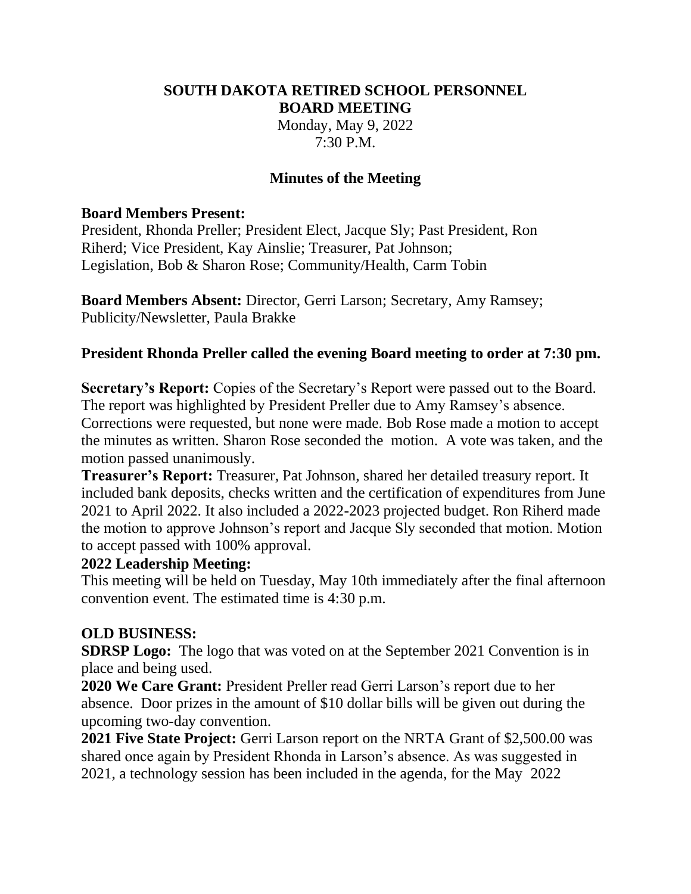# SOUTH DAKOTA RETIRED SCHOOL PERSONNEL
# BOARD MEETING

Monday, May 9, 2022
7:30 P.M.

## Minutes of the Meeting

**Board Members Present:**
President, Rhonda Preller; President Elect, Jacque Sly; Past President, Ron Riherd; Vice President, Kay Ainslie; Treasurer, Pat Johnson; Legislation, Bob & Sharon Rose; Community/Health, Carm Tobin

**Board Members Absent:** Director, Gerri Larson; Secretary, Amy Ramsey; Publicity/Newsletter, Paula Brakke

**President Rhonda Preller called the evening Board meeting to order at 7:30 pm.**

**Secretary's Report:** Copies of the Secretary's Report were passed out to the Board. The report was highlighted by President Preller due to Amy Ramsey's absence. Corrections were requested, but none were made. Bob Rose made a motion to accept the minutes as written. Sharon Rose seconded the motion. A vote was taken, and the motion passed unanimously.

**Treasurer's Report:** Treasurer, Pat Johnson, shared her detailed treasury report. It included bank deposits, checks written and the certification of expenditures from June 2021 to April 2022. It also included a 2022-2023 projected budget. Ron Riherd made the motion to approve Johnson's report and Jacque Sly seconded that motion. Motion to accept passed with 100% approval.

**2022 Leadership Meeting:**
This meeting will be held on Tuesday, May 10th immediately after the final afternoon convention event. The estimated time is 4:30 p.m.

**OLD BUSINESS:**

**SDRSP Logo:** The logo that was voted on at the September 2021 Convention is in place and being used.

**2020 We Care Grant:** President Preller read Gerri Larson's report due to her absence. Door prizes in the amount of $10 dollar bills will be given out during the upcoming two-day convention.

**2021 Five State Project:** Gerri Larson report on the NRTA Grant of $2,500.00 was shared once again by President Rhonda in Larson's absence. As was suggested in 2021, a technology session has been included in the agenda, for the May 2022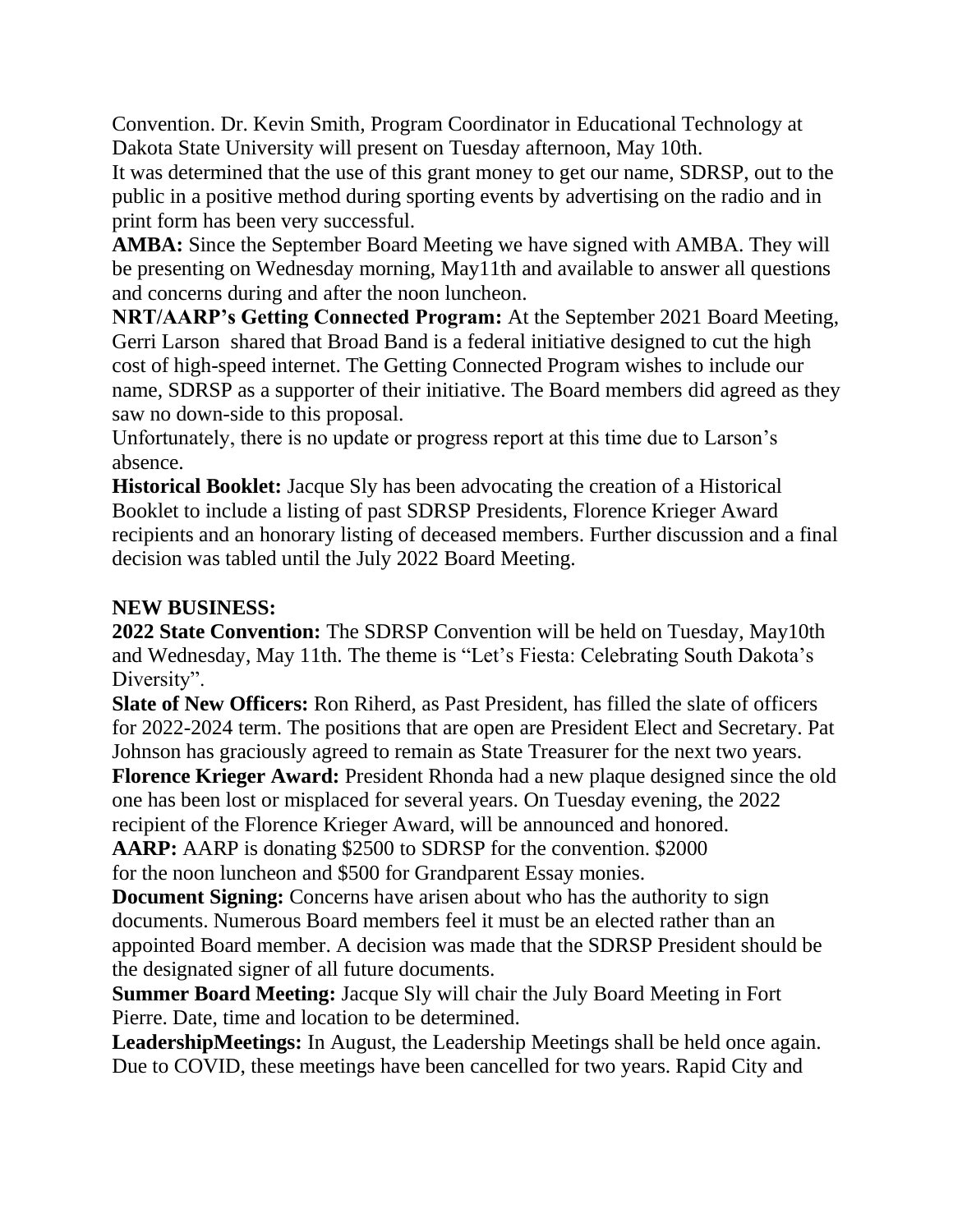Convention. Dr. Kevin Smith, Program Coordinator in Educational Technology at Dakota State University will present on Tuesday afternoon, May 10th.

It was determined that the use of this grant money to get our name, SDRSP, out to the public in a positive method during sporting events by advertising on the radio and in print form has been very successful.

**AMBA:** Since the September Board Meeting we have signed with AMBA. They will be presenting on Wednesday morning, May11th and available to answer all questions and concerns during and after the noon luncheon.

**NRT/AARP's Getting Connected Program:** At the September 2021 Board Meeting, Gerri Larson shared that Broad Band is a federal initiative designed to cut the high cost of high-speed internet. The Getting Connected Program wishes to include our name, SDRSP as a supporter of their initiative. The Board members did agreed as they saw no down-side to this proposal.

Unfortunately, there is no update or progress report at this time due to Larson's absence.

**Historical Booklet:** Jacque Sly has been advocating the creation of a Historical Booklet to include a listing of past SDRSP Presidents, Florence Krieger Award recipients and an honorary listing of deceased members. Further discussion and a final decision was tabled until the July 2022 Board Meeting.

**NEW BUSINESS:**

**2022 State Convention:** The SDRSP Convention will be held on Tuesday, May10th and Wednesday, May 11th. The theme is "Let's Fiesta: Celebrating South Dakota's Diversity".

**Slate of New Officers:** Ron Riherd, as Past President, has filled the slate of officers for 2022-2024 term. The positions that are open are President Elect and Secretary. Pat Johnson has graciously agreed to remain as State Treasurer for the next two years.

**Florence Krieger Award:** President Rhonda had a new plaque designed since the old one has been lost or misplaced for several years. On Tuesday evening, the 2022 recipient of the Florence Krieger Award, will be announced and honored.

**AARP:** AARP is donating $2500 to SDRSP for the convention. $2000 for the noon luncheon and $500 for Grandparent Essay monies.

**Document Signing:** Concerns have arisen about who has the authority to sign documents. Numerous Board members feel it must be an elected rather than an appointed Board member. A decision was made that the SDRSP President should be the designated signer of all future documents.

**Summer Board Meeting:** Jacque Sly will chair the July Board Meeting in Fort Pierre. Date, time and location to be determined.

**LeadershipMeetings:** In August, the Leadership Meetings shall be held once again. Due to COVID, these meetings have been cancelled for two years. Rapid City and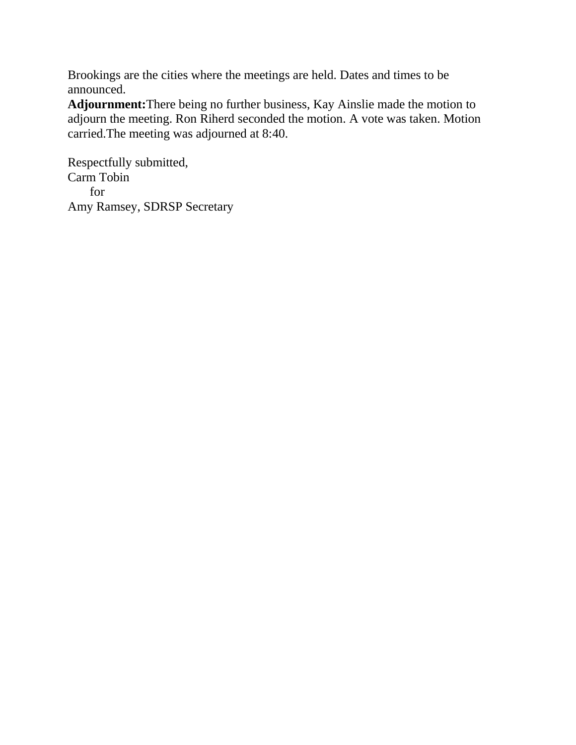Brookings are the cities where the meetings are held. Dates and times to be announced.

**Adjournment:**There being no further business, Kay Ainslie made the motion to adjourn the meeting. Ron Riherd seconded the motion. A vote was taken. Motion carried.The meeting was adjourned at 8:40.

Respectfully submitted,
Carm Tobin
for
Amy Ramsey, SDRSP Secretary